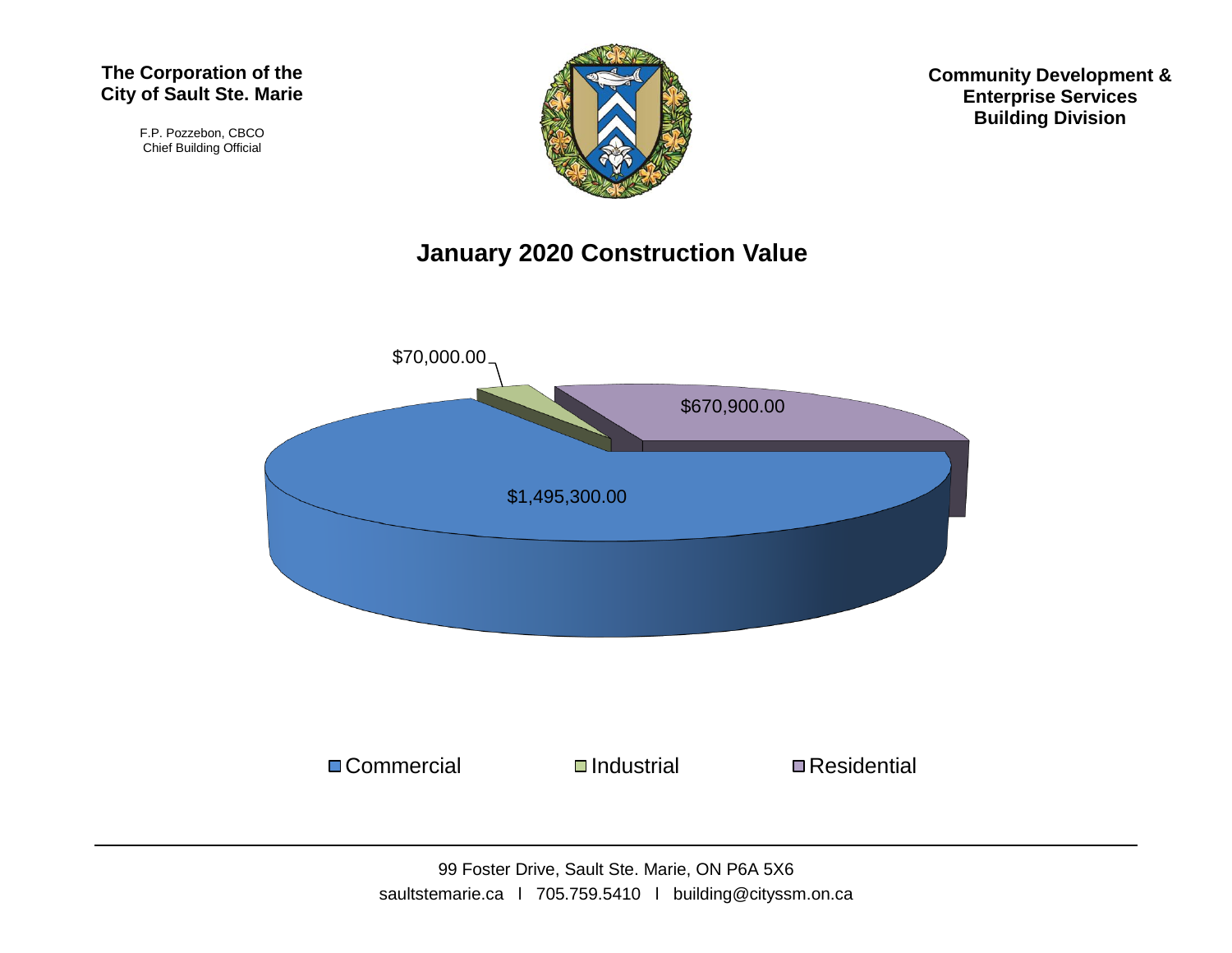**The Corporation of the City of Sault Ste. Marie**

F.P. Pozzebon, CBCO
Chief Building Official

**Community Development & Enterprise Services Building Division**

## January 2020 Construction Value

$70,000.00

$670,900.00

$1,495,300.00

Commercial   Industrial   Residential

99 Foster Drive, Sault Ste. Marie, ON P6A 5X6
saultstemarie.ca l 705.759.5410 l building@cityssm.on.ca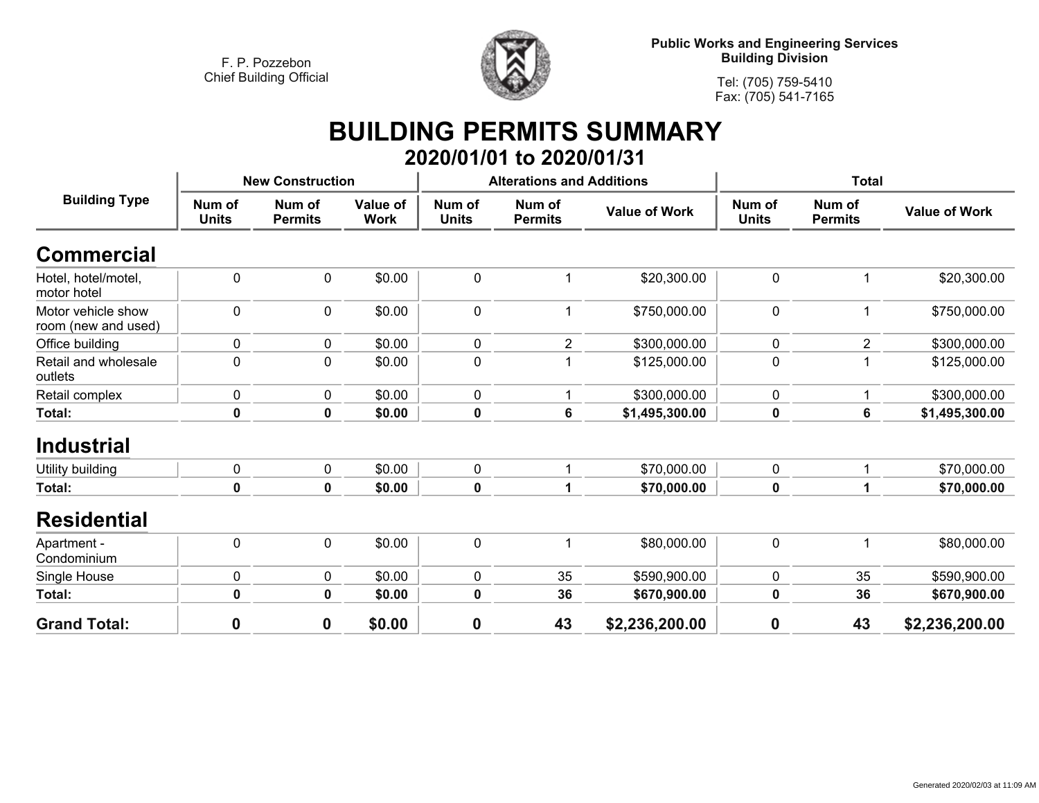F. P. Pozzebon
Chief Building Official

**Public Works and Engineering Services**
**Building Division**

Tel: (705) 759-5410
Fax: (705) 541-7165

# BUILDING PERMITS SUMMARY

## 2020/01/01 to 2020/01/31

| Building Type | New Construction | | | Alterations and Additions | | | Total | | |
|---|---|---|---|---|---|---|---|---|---|
| | Num of Units | Num of Permits | Value of Work | Num of Units | Num of Permits | Value of Work | Num of Units | Num of Permits | Value of Work |
| **Commercial** | | | | | | | | | |
| Hotel, hotel/motel, motor hotel | 0 | 0 | $0.00 | 0 | 1 | $20,300.00 | 0 | 1 | $20,300.00 |
| Motor vehicle show room (new and used) | 0 | 0 | $0.00 | 0 | 1 | $750,000.00 | 0 | 1 | $750,000.00 |
| Office building | 0 | 0 | $0.00 | 0 | 2 | $300,000.00 | 0 | 2 | $300,000.00 |
| Retail and wholesale outlets | 0 | 0 | $0.00 | 0 | 1 | $125,000.00 | 0 | 1 | $125,000.00 |
| Retail complex | 0 | 0 | $0.00 | 0 | 1 | $300,000.00 | 0 | 1 | $300,000.00 |
| **Total:** | **0** | **0** | **$0.00** | **0** | **6** | **$1,495,300.00** | **0** | **6** | **$1,495,300.00** |
| **Industrial** | | | | | | | | | |
| Utility building | 0 | 0 | $0.00 | 0 | 1 | $70,000.00 | 0 | 1 | $70,000.00 |
| **Total:** | **0** | **0** | **$0.00** | **0** | **1** | **$70,000.00** | **0** | **1** | **$70,000.00** |
| **Residential** | | | | | | | | | |
| Apartment - Condominium | 0 | 0 | $0.00 | 0 | 1 | $80,000.00 | 0 | 1 | $80,000.00 |
| Single House | 0 | 0 | $0.00 | 0 | 35 | $590,900.00 | 0 | 35 | $590,900.00 |
| **Total:** | **0** | **0** | **$0.00** | **0** | **36** | **$670,900.00** | **0** | **36** | **$670,900.00** |
| **Grand Total:** | **0** | **0** | **$0.00** | **0** | **43** | **$2,236,200.00** | **0** | **43** | **$2,236,200.00** |

Generated 2020/02/03 at 11:09 AM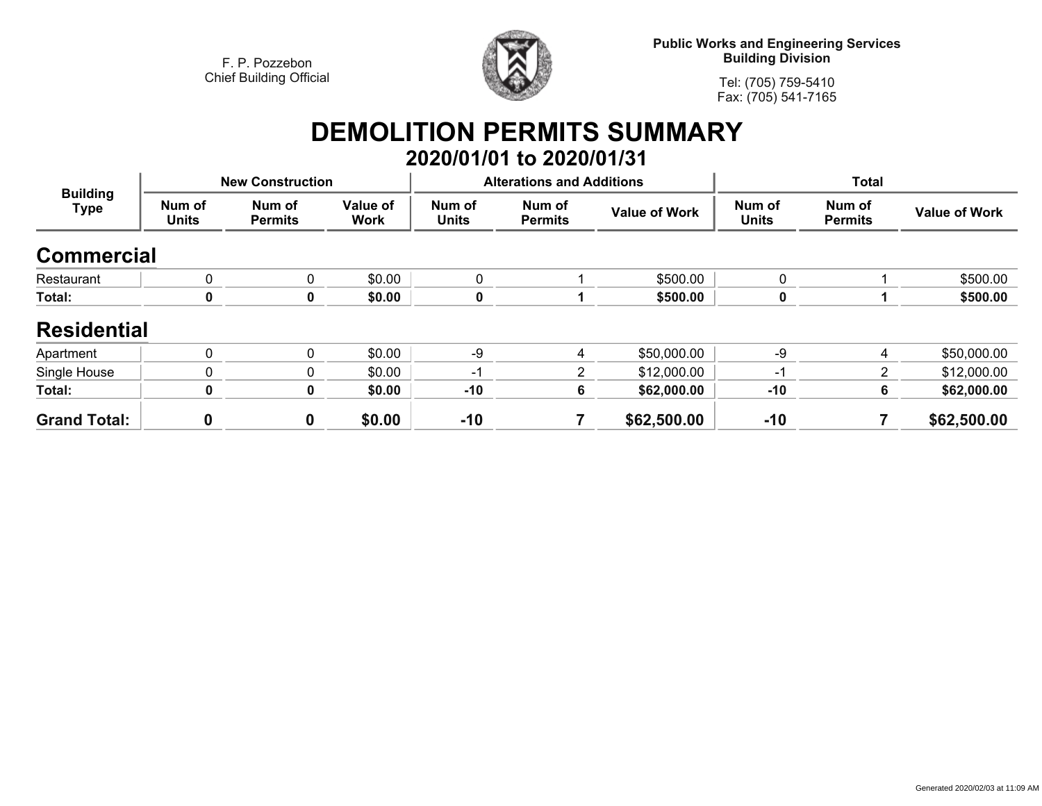F. P. Pozzebon
Chief Building Official

**Public Works and Engineering Services**
**Building Division**

Tel: (705) 759-5410
Fax: (705) 541-7165

# DEMOLITION PERMITS SUMMARY

## 2020/01/01 to 2020/01/31

| Building Type | New Construction | | | Alterations and Additions | | | Total | | |
|---|---|---|---|---|---|---|---|---|---|
| | Num of Units | Num of Permits | Value of Work | Num of Units | Num of Permits | Value of Work | Num of Units | Num of Permits | Value of Work |
| **Commercial** | | | | | | | | | |
| Restaurant | 0 | 0 | $0.00 | 0 | 1 | $500.00 | 0 | 1 | $500.00 |
| **Total:** | **0** | **0** | **$0.00** | **0** | **1** | **$500.00** | **0** | **1** | **$500.00** |
| **Residential** | | | | | | | | | |
| Apartment | 0 | 0 | $0.00 | -9 | 4 | $50,000.00 | -9 | 4 | $50,000.00 |
| Single House | 0 | 0 | $0.00 | -1 | 2 | $12,000.00 | -1 | 2 | $12,000.00 |
| **Total:** | **0** | **0** | **$0.00** | **-10** | **6** | **$62,000.00** | **-10** | **6** | **$62,000.00** |
| **Grand Total:** | **0** | **0** | **$0.00** | **-10** | **7** | **$62,500.00** | **-10** | **7** | **$62,500.00** |

Generated 2020/02/03 at 11:09 AM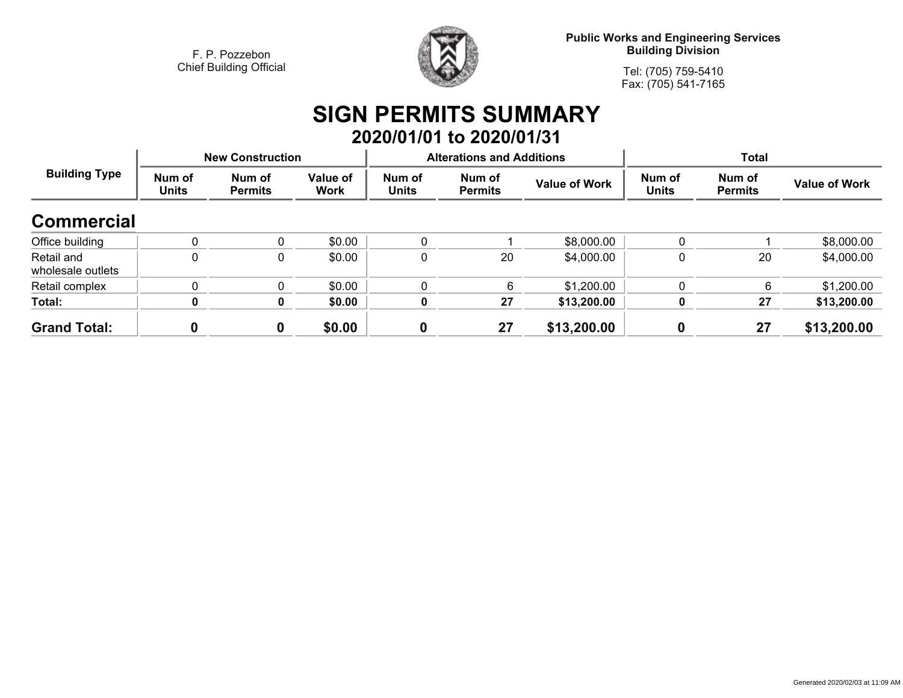F. P. Pozzebon
Chief Building Official

**Public Works and Engineering Services**
**Building Division**

Tel: (705) 759-5410
Fax: (705) 541-7165

# SIGN PERMITS SUMMARY
## 2020/01/01 to 2020/01/31

| Building Type | New Construction | | | Alterations and Additions | | | Total | | |
|---|---|---|---|---|---|---|---|---|---|
| | Num of Units | Num of Permits | Value of Work | Num of Units | Num of Permits | Value of Work | Num of Units | Num of Permits | Value of Work |
| **Commercial** | | | | | | | | | |
| Office building | 0 | 0 | $0.00 | 0 | 1 | $8,000.00 | 0 | 1 | $8,000.00 |
| Retail and wholesale outlets | 0 | 0 | $0.00 | 0 | 20 | $4,000.00 | 0 | 20 | $4,000.00 |
| Retail complex | 0 | 0 | $0.00 | 0 | 6 | $1,200.00 | 0 | 6 | $1,200.00 |
| **Total:** | **0** | **0** | **$0.00** | **0** | **27** | **$13,200.00** | **0** | **27** | **$13,200.00** |
| **Grand Total:** | **0** | **0** | **$0.00** | **0** | **27** | **$13,200.00** | **0** | **27** | **$13,200.00** |

Generated 2020/02/03 at 11:09 AM